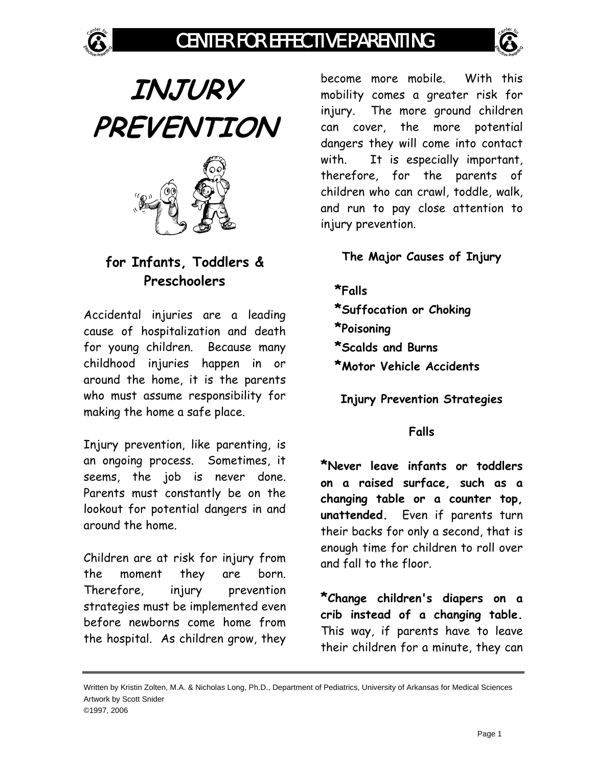# INJURY PREVENTION

## for Infants, Toddlers & Preschoolers

Accidental injuries are a leading cause of hospitalization and death for young children. Because many childhood injuries happen in or around the home, it is the parents who must assume responsibility for making the home a safe place.

Injury prevention, like parenting, is an ongoing process. Sometimes, it seems, the job is never done. Parents must constantly be on the lookout for potential dangers in and around the home.

Children are at risk for injury from the moment they are born. Therefore, injury prevention strategies must be implemented even before newborns come home from the hospital. As children grow, they become more mobile. With this mobility comes a greater risk for injury. The more ground children can cover, the more potential dangers they will come into contact with. It is especially important, therefore, for the parents of children who can crawl, toddle, walk, and run to pay close attention to injury prevention.

### The Major Causes of Injury

**\*Falls**
**\*Suffocation or Choking**
**\*Poisoning**
**\*Scalds and Burns**
**\*Motor Vehicle Accidents**

### Injury Prevention Strategies

#### Falls

**\*Never leave infants or toddlers on a raised surface, such as a changing table or a counter top, unattended.** Even if parents turn their backs for only a second, that is enough time for children to roll over and fall to the floor.

**\*Change children's diapers on a crib instead of a changing table.** This way, if parents have to leave their children for a minute, they can

Written by Kristin Zolten, M.A. & Nicholas Long, Ph.D., Department of Pediatrics, University of Arkansas for Medical Sciences
Artwork by Scott Snider
©1997, 2006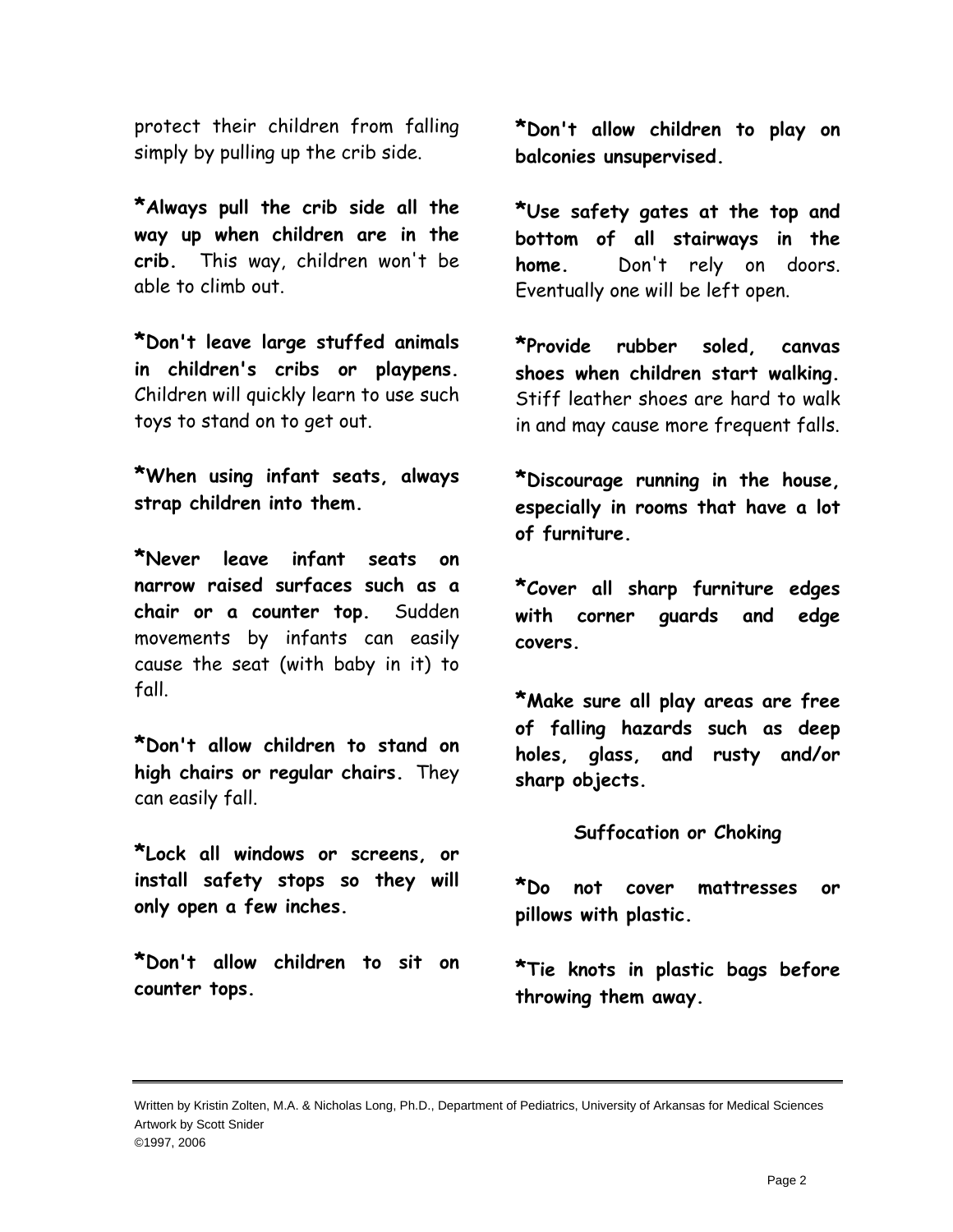protect their children from falling simply by pulling up the crib side.

***Always pull the crib side all the way up when children are in the crib.** This way, children won't be able to climb out.

***Don't leave large stuffed animals in children's cribs or playpens.** Children will quickly learn to use such toys to stand on to get out.

***When using infant seats, always strap children into them.**

***Never leave infant seats on narrow raised surfaces such as a chair or a counter top.** Sudden movements by infants can easily cause the seat (with baby in it) to fall.

***Don't allow children to stand on high chairs or regular chairs.** They can easily fall.

***Lock all windows or screens, or install safety stops so they will only open a few inches.**

***Don't allow children to sit on counter tops.**

***Don't allow children to play on balconies unsupervised.**

***Use safety gates at the top and bottom of all stairways in the home.** Don't rely on doors. Eventually one will be left open.

***Provide rubber soled, canvas shoes when children start walking.** Stiff leather shoes are hard to walk in and may cause more frequent falls.

***Discourage running in the house, especially in rooms that have a lot of furniture.**

***Cover all sharp furniture edges with corner guards and edge covers.**

***Make sure all play areas are free of falling hazards such as deep holes, glass, and rusty and/or sharp objects.**

### Suffocation or Choking

***Do not cover mattresses or pillows with plastic.**

***Tie knots in plastic bags before throwing them away.**

---

Written by Kristin Zolten, M.A. & Nicholas Long, Ph.D., Department of Pediatrics, University of Arkansas for Medical Sciences
Artwork by Scott Snider
©1997, 2006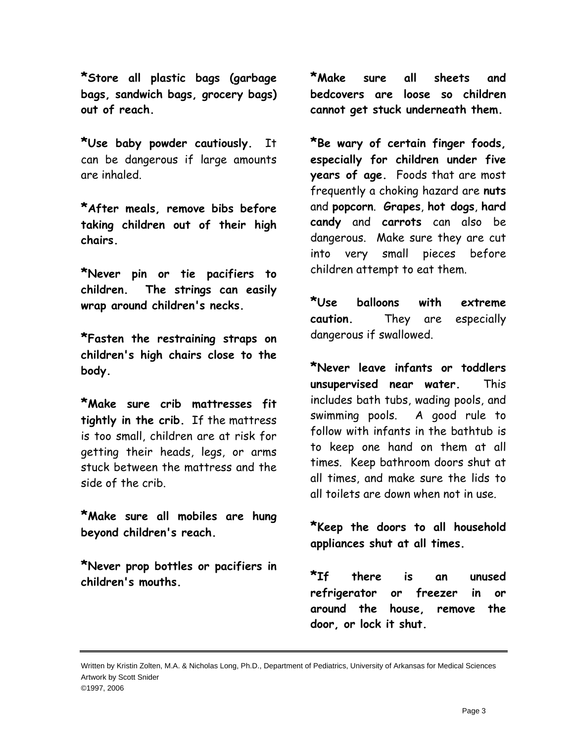***Store all plastic bags (garbage bags, sandwich bags, grocery bags) out of reach.**

***Use baby powder cautiously.** It can be dangerous if large amounts are inhaled.

***After meals, remove bibs before taking children out of their high chairs.**

***Never pin or tie pacifiers to children. The strings can easily wrap around children's necks.**

***Fasten the restraining straps on children's high chairs close to the body.**

***Make sure crib mattresses fit tightly in the crib.** If the mattress is too small, children are at risk for getting their heads, legs, or arms stuck between the mattress and the side of the crib.

***Make sure all mobiles are hung beyond children's reach.**

***Never prop bottles or pacifiers in children's mouths.**

***Make sure all sheets and bedcovers are loose so children cannot get stuck underneath them.**

***Be wary of certain finger foods, especially for children under five years of age.** Foods that are most frequently a choking hazard are **nuts** and **popcorn**. **Grapes**, **hot dogs**, **hard candy** and **carrots** can also be dangerous. Make sure they are cut into very small pieces before children attempt to eat them.

***Use balloons with extreme caution.** They are especially dangerous if swallowed.

***Never leave infants or toddlers unsupervised near water.** This includes bath tubs, wading pools, and swimming pools. A good rule to follow with infants in the bathtub is to keep one hand on them at all times. Keep bathroom doors shut at all times, and make sure the lids to all toilets are down when not in use.

***Keep the doors to all household appliances shut at all times.**

***If there is an unused refrigerator or freezer in or around the house, remove the door, or lock it shut.**

---

Written by Kristin Zolten, M.A. & Nicholas Long, Ph.D., Department of Pediatrics, University of Arkansas for Medical Sciences
Artwork by Scott Snider
©1997, 2006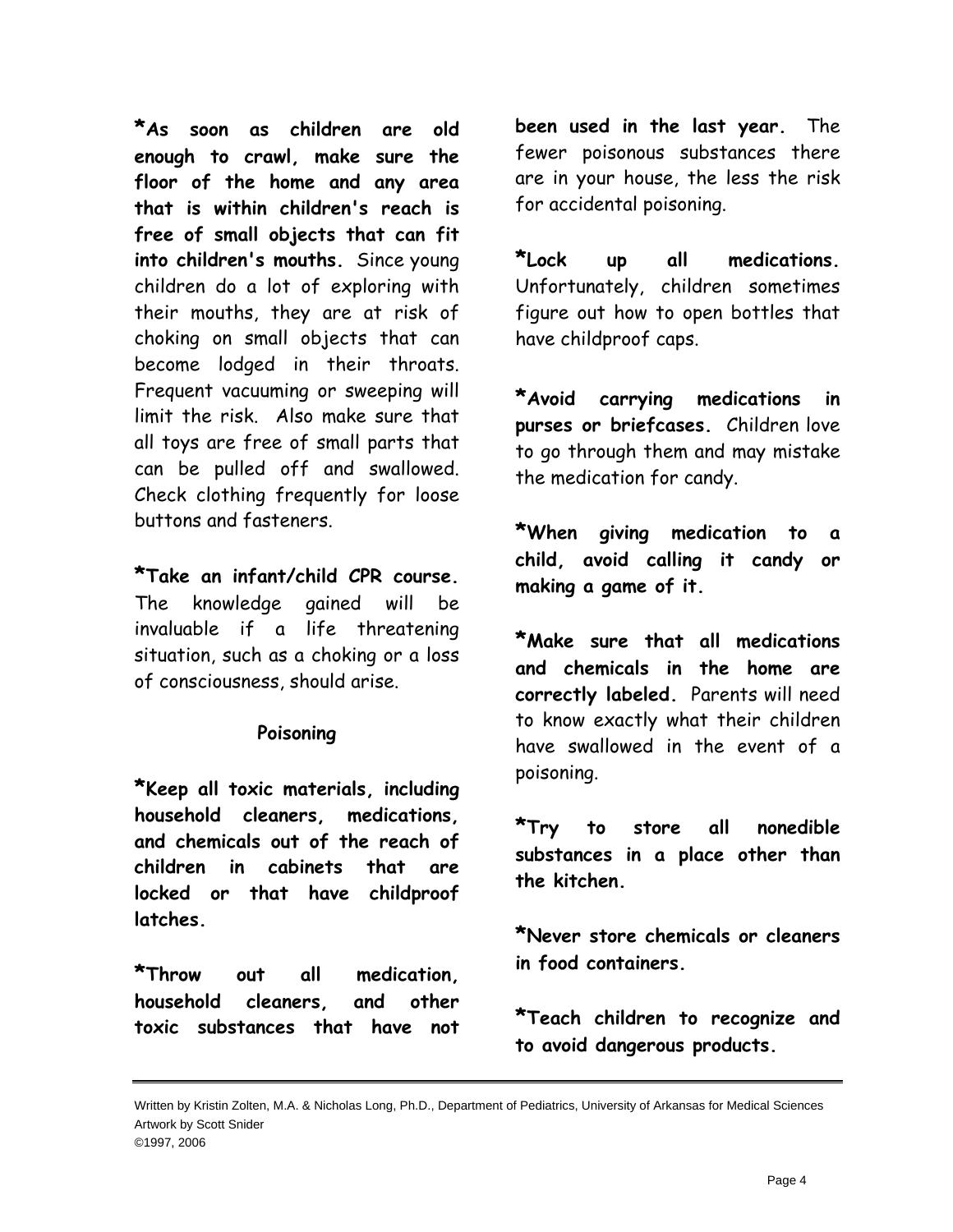**\*As soon as children are old enough to crawl, make sure the floor of the home and any area that is within children's reach is free of small objects that can fit into children's mouths.** Since young children do a lot of exploring with their mouths, they are at risk of choking on small objects that can become lodged in their throats. Frequent vacuuming or sweeping will limit the risk. Also make sure that all toys are free of small parts that can be pulled off and swallowed. Check clothing frequently for loose buttons and fasteners.

**\*Take an infant/child CPR course.** The knowledge gained will be invaluable if a life threatening situation, such as a choking or a loss of consciousness, should arise.

### Poisoning

**\*Keep all toxic materials, including household cleaners, medications, and chemicals out of the reach of children in cabinets that are locked or that have childproof latches.**

**\*Throw out all medication, household cleaners, and other toxic substances that have not been used in the last year.** The fewer poisonous substances there are in your house, the less the risk for accidental poisoning.

**\*Lock up all medications.** Unfortunately, children sometimes figure out how to open bottles that have childproof caps.

**\*Avoid carrying medications in purses or briefcases.** Children love to go through them and may mistake the medication for candy.

**\*When giving medication to a child, avoid calling it candy or making a game of it.**

**\*Make sure that all medications and chemicals in the home are correctly labeled.** Parents will need to know exactly what their children have swallowed in the event of a poisoning.

**\*Try to store all nonedible substances in a place other than the kitchen.**

**\*Never store chemicals or cleaners in food containers.**

**\*Teach children to recognize and to avoid dangerous products.**

Written by Kristin Zolten, M.A. & Nicholas Long, Ph.D., Department of Pediatrics, University of Arkansas for Medical Sciences
Artwork by Scott Snider
©1997, 2006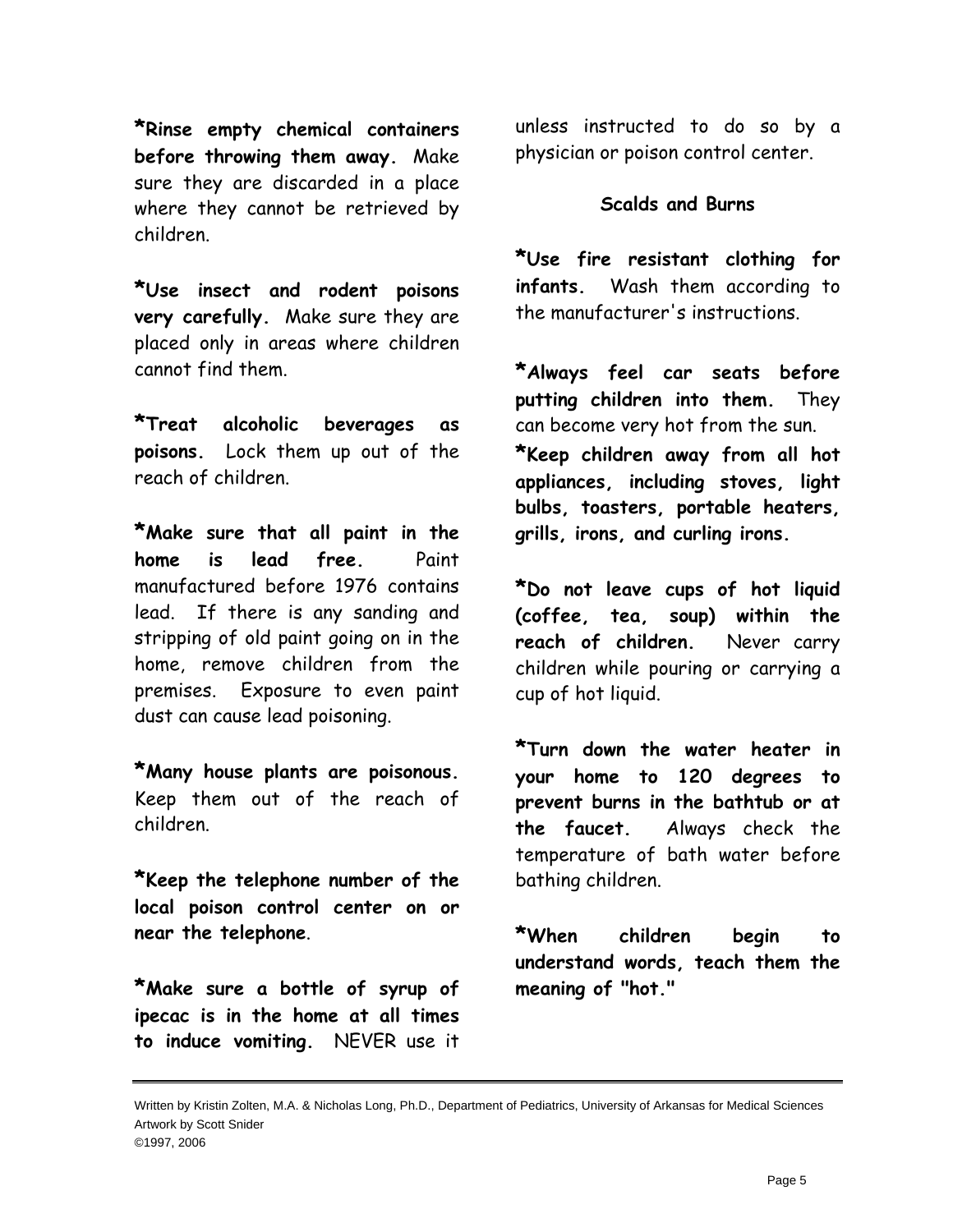**\*Rinse empty chemical containers before throwing them away.** Make sure they are discarded in a place where they cannot be retrieved by children.

**\*Use insect and rodent poisons very carefully.** Make sure they are placed only in areas where children cannot find them.

**\*Treat alcoholic beverages as poisons.** Lock them up out of the reach of children.

**\*Make sure that all paint in the home is lead free.** Paint manufactured before 1976 contains lead. If there is any sanding and stripping of old paint going on in the home, remove children from the premises. Exposure to even paint dust can cause lead poisoning.

**\*Many house plants are poisonous.** Keep them out of the reach of children.

**\*Keep the telephone number of the local poison control center on or near the telephone**.

**\*Make sure a bottle of syrup of ipecac is in the home at all times to induce vomiting.** NEVER use it unless instructed to do so by a physician or poison control center.

### Scalds and Burns

**\*Use fire resistant clothing for infants.** Wash them according to the manufacturer's instructions.

**\*Always feel car seats before putting children into them.** They can become very hot from the sun.

**\*Keep children away from all hot appliances, including stoves, light bulbs, toasters, portable heaters, grills, irons, and curling irons.**

**\*Do not leave cups of hot liquid (coffee, tea, soup) within the reach of children.** Never carry children while pouring or carrying a cup of hot liquid.

**\*Turn down the water heater in your home to 120 degrees to prevent burns in the bathtub or at the faucet.** Always check the temperature of bath water before bathing children.

**\*When children begin to understand words, teach them the meaning of "hot."**

---

Written by Kristin Zolten, M.A. & Nicholas Long, Ph.D., Department of Pediatrics, University of Arkansas for Medical Sciences
Artwork by Scott Snider
©1997, 2006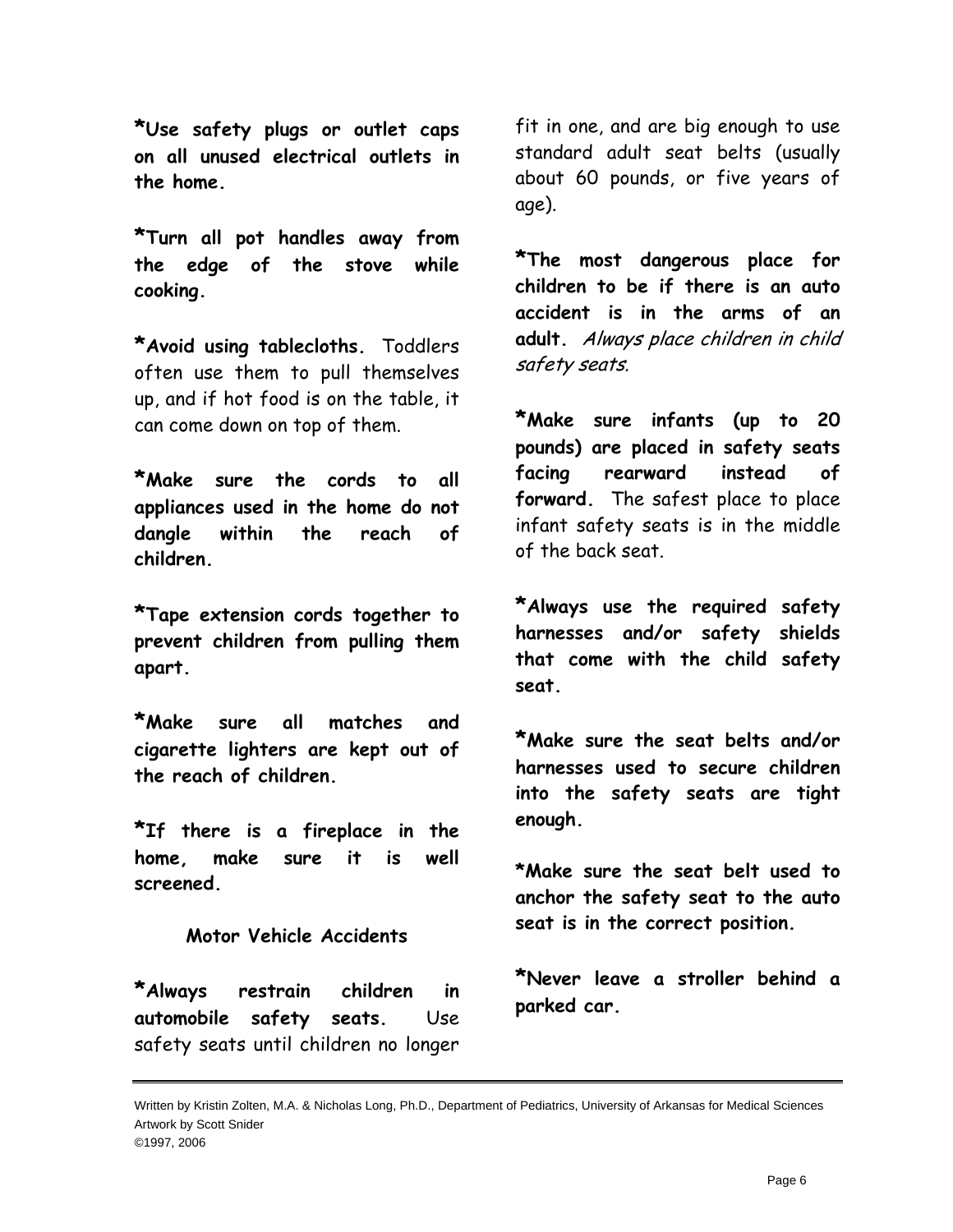**\*Use safety plugs or outlet caps on all unused electrical outlets in the home.**

**\*Turn all pot handles away from the edge of the stove while cooking.**

**\*Avoid using tablecloths.** Toddlers often use them to pull themselves up, and if hot food is on the table, it can come down on top of them.

**\*Make sure the cords to all appliances used in the home do not dangle within the reach of children.**

**\*Tape extension cords together to prevent children from pulling them apart.**

**\*Make sure all matches and cigarette lighters are kept out of the reach of children.**

**\*If there is a fireplace in the home, make sure it is well screened.**

### Motor Vehicle Accidents

**\*Always restrain children in automobile safety seats.** Use safety seats until children no longer fit in one, and are big enough to use standard adult seat belts (usually about 60 pounds, or five years of age).

**\*The most dangerous place for children to be if there is an auto accident is in the arms of an adult.** *Always place children in child safety seats.*

**\*Make sure infants (up to 20 pounds) are placed in safety seats facing rearward instead of forward.** The safest place to place infant safety seats is in the middle of the back seat.

**\*Always use the required safety harnesses and/or safety shields that come with the child safety seat.**

**\*Make sure the seat belts and/or harnesses used to secure children into the safety seats are tight enough.**

**\*Make sure the seat belt used to anchor the safety seat to the auto seat is in the correct position.**

**\*Never leave a stroller behind a parked car.**

---

Written by Kristin Zolten, M.A. & Nicholas Long, Ph.D., Department of Pediatrics, University of Arkansas for Medical Sciences
Artwork by Scott Snider
©1997, 2006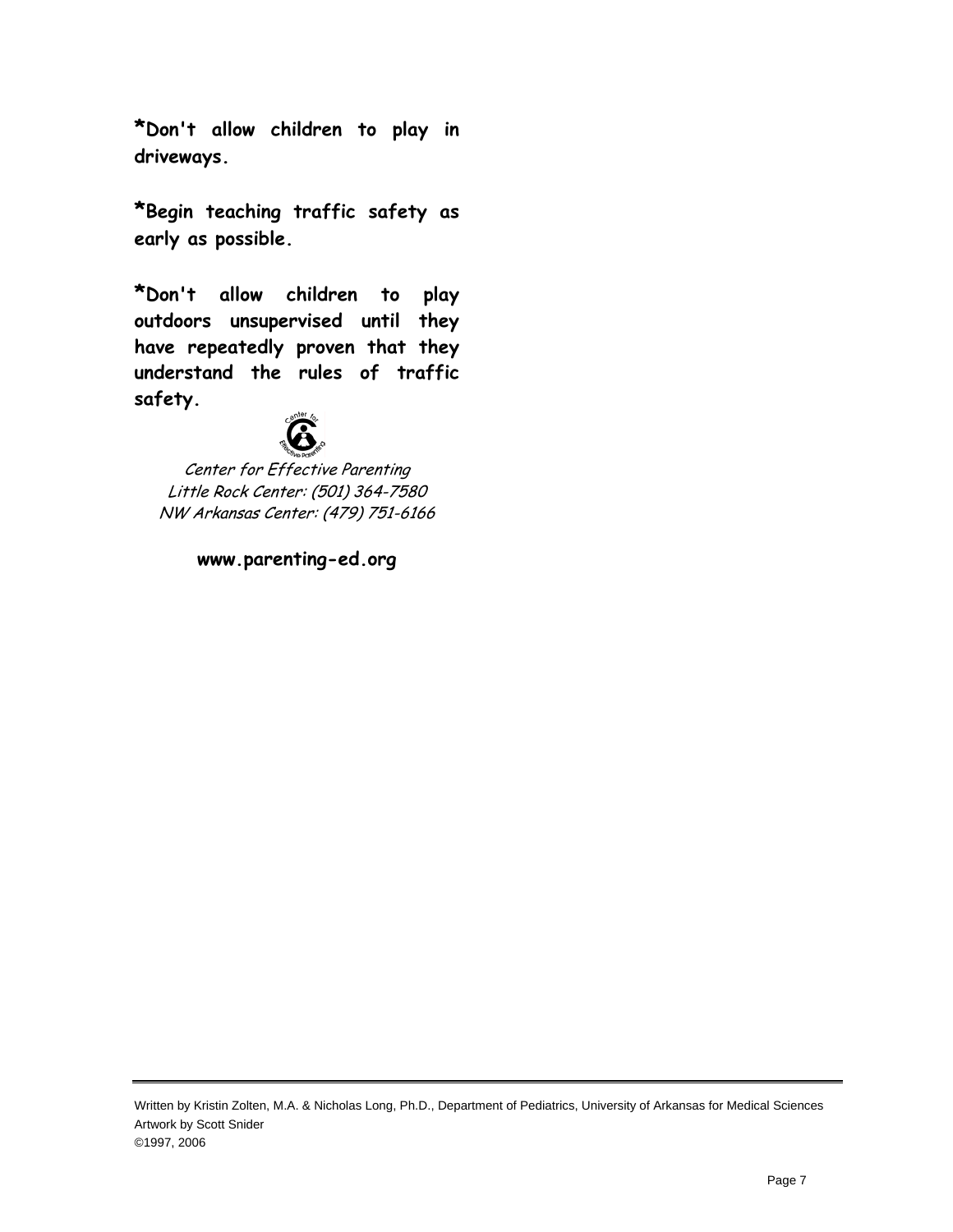**\*Don't allow children to play in driveways.**

**\*Begin teaching traffic safety as early as possible.**

**\*Don't allow children to play outdoors unsupervised until they have repeatedly proven that they understand the rules of traffic safety.**

*Center for Effective Parenting*
*Little Rock Center: (501) 364-7580*
*NW Arkansas Center: (479) 751-6166*

**www.parenting-ed.org**

---

Written by Kristin Zolten, M.A. & Nicholas Long, Ph.D., Department of Pediatrics, University of Arkansas for Medical Sciences
Artwork by Scott Snider
©1997, 2006